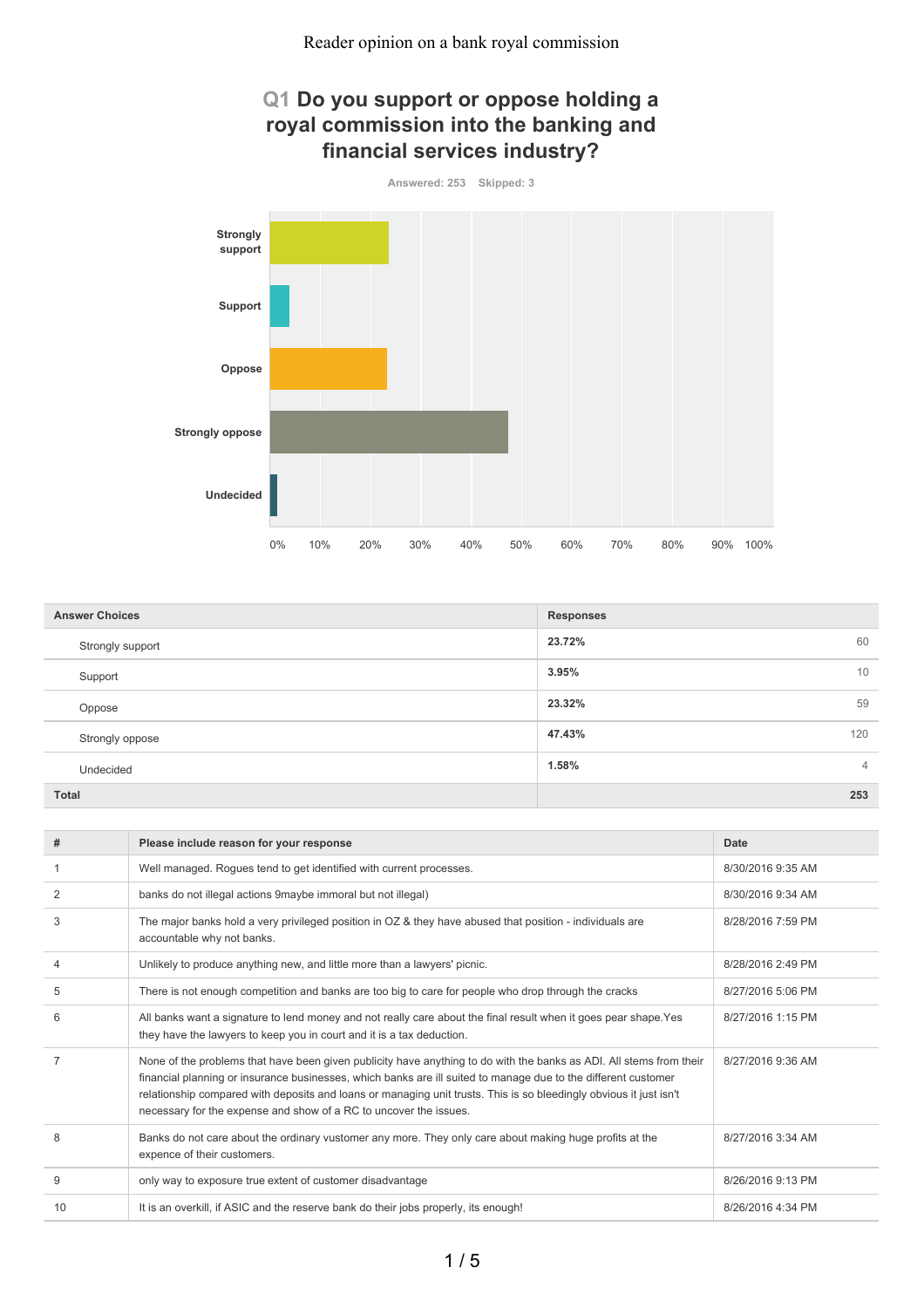Reader opinion on a bank royal commission

## Q1 Do you support or oppose holding a royal commission into the banking and financial services industry?

Answered: 253 Skipped: 3

| Answer Choices | Responses | |
|---|---|---|
| Strongly support | 23.72% | 60 |
| Support | 3.95% | 10 |
| Oppose | 23.32% | 59 |
| Strongly oppose | 47.43% | 120 |
| Undecided | 1.58% | 4 |
| **Total** | | **253** |

| # | Please include reason for your response | Date |
|---|---|---|
| 1 | Well managed. Rogues tend to get identified with current processes. | 8/30/2016 9:35 AM |
| 2 | banks do not illegal actions 9maybe immoral but not illegal) | 8/30/2016 9:34 AM |
| 3 | The major banks hold a very privileged position in OZ & they have abused that position - individuals are accountable why not banks. | 8/28/2016 7:59 PM |
| 4 | Unlikely to produce anything new, and little more than a lawyers' picnic. | 8/28/2016 2:49 PM |
| 5 | There is not enough competition and banks are too big to care for people who drop through the cracks | 8/27/2016 5:06 PM |
| 6 | All banks want a signature to lend money and not really care about the final result when it goes pear shape.Yes they have the lawyers to keep you in court and it is a tax deduction. | 8/27/2016 1:15 PM |
| 7 | None of the problems that have been given publicity have anything to do with the banks as ADI. All stems from their financial planning or insurance businesses, which banks are ill suited to manage due to the different customer relationship compared with deposits and loans or managing unit trusts. This is so bleedingly obvious it just isn't necessary for the expense and show of a RC to uncover the issues. | 8/27/2016 9:36 AM |
| 8 | Banks do not care about the ordinary vustomer any more. They only care about making huge profits at the expence of their customers. | 8/27/2016 3:34 AM |
| 9 | only way to exposure true extent of customer disadvantage | 8/26/2016 9:13 PM |
| 10 | It is an overkill, if ASIC and the reserve bank do their jobs properly, its enough! | 8/26/2016 4:34 PM |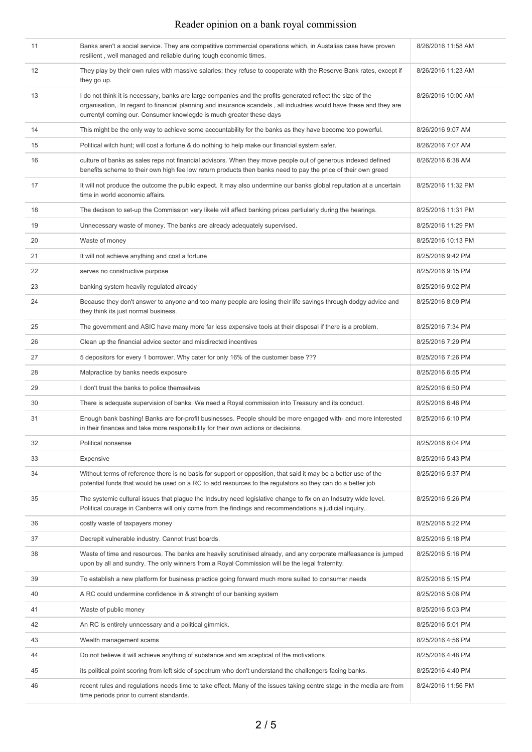| 11 | Banks aren't a social service. They are competitive commercial operations which, in Austalias case have proven resilient , well managed and reliable during tough economic times. | 8/26/2016 11:58 AM |
|---|---|---|
| 12 | They play by their own rules with massive salaries; they refuse to cooperate with the Reserve Bank rates, except if they go up. | 8/26/2016 11:23 AM |
| 13 | I do not think it is necessary, banks are large companies and the profits generated reflect the size of the organisation,. In regard to financial planning and insurance scandels , all industries would have these and they are currentyl coming our. Consumer knowlegde is much greater these days | 8/26/2016 10:00 AM |
| 14 | This might be the only way to achieve some accountability for the banks as they have become too powerful. | 8/26/2016 9:07 AM |
| 15 | Political witch hunt; will cost a fortune & do nothing to help make our financial system safer. | 8/26/2016 7:07 AM |
| 16 | culture of banks as sales reps not financial advisors. When they move people out of generous indexed defined benefits scheme to their own high fee low return products then banks need to pay the price of their own greed | 8/26/2016 6:38 AM |
| 17 | It will not produce the outcome the public expect. It may also undermine our banks global reputation at a uncertain time in world economic affairs. | 8/25/2016 11:32 PM |
| 18 | The decison to set-up the Commission very likele will affect banking prices partiularly during the hearings. | 8/25/2016 11:31 PM |
| 19 | Unnecessary waste of money. The banks are already adequately supervised. | 8/25/2016 11:29 PM |
| 20 | Waste of money | 8/25/2016 10:13 PM |
| 21 | It will not achieve anything and cost a fortune | 8/25/2016 9:42 PM |
| 22 | serves no constructive purpose | 8/25/2016 9:15 PM |
| 23 | banking system heavily regulated already | 8/25/2016 9:02 PM |
| 24 | Because they don't answer to anyone and too many people are losing their life savings through dodgy advice and they think its just normal business. | 8/25/2016 8:09 PM |
| 25 | The government and ASIC have many more far less expensive tools at their disposal if there is a problem. | 8/25/2016 7:34 PM |
| 26 | Clean up the financial advice sector and misdirected incentives | 8/25/2016 7:29 PM |
| 27 | 5 depositors for every 1 borrower. Why cater for only 16% of the customer base ??? | 8/25/2016 7:26 PM |
| 28 | Malpractice by banks needs exposure | 8/25/2016 6:55 PM |
| 29 | I don't trust the banks to police themselves | 8/25/2016 6:50 PM |
| 30 | There is adequate supervision of banks. We need a Royal commission into Treasury and its conduct. | 8/25/2016 6:46 PM |
| 31 | Enough bank bashing! Banks are for-profit businesses. People should be more engaged with- and more interested in their finances and take more responsibility for their own actions or decisions. | 8/25/2016 6:10 PM |
| 32 | Political nonsense | 8/25/2016 6:04 PM |
| 33 | Expensive | 8/25/2016 5:43 PM |
| 34 | Without terms of reference there is no basis for support or opposition, that said it may be a better use of the potential funds that would be used on a RC to add resources to the regulators so they can do a better job | 8/25/2016 5:37 PM |
| 35 | The systemic cultural issues that plague the Indsutry need legislative change to fix on an Indsutry wide level. Political courage in Canberra will only come from the findings and recommendations a judicial inquiry. | 8/25/2016 5:26 PM |
| 36 | costly waste of taxpayers money | 8/25/2016 5:22 PM |
| 37 | Decrepit vulnerable industry. Cannot trust boards. | 8/25/2016 5:18 PM |
| 38 | Waste of time and resources. The banks are heavily scrutinised already, and any corporate malfeasance is jumped upon by all and sundry. The only winners from a Royal Commission will be the legal fraternity. | 8/25/2016 5:16 PM |
| 39 | To establish a new platform for business practice going forward much more suited to consumer needs | 8/25/2016 5:15 PM |
| 40 | A RC could undermine confidence in & strenght of our banking system | 8/25/2016 5:06 PM |
| 41 | Waste of public money | 8/25/2016 5:03 PM |
| 42 | An RC is entirely unncessary and a political gimmick. | 8/25/2016 5:01 PM |
| 43 | Wealth management scams | 8/25/2016 4:56 PM |
| 44 | Do not believe it will achieve anything of substance and am sceptical of the motivations | 8/25/2016 4:48 PM |
| 45 | its political point scoring from left side of spectrum who don't understand the challengers facing banks. | 8/25/2016 4:40 PM |
| 46 | recent rules and regulations needs time to take effect. Many of the issues taking centre stage in the media are from time periods prior to current standards. | 8/24/2016 11:56 PM |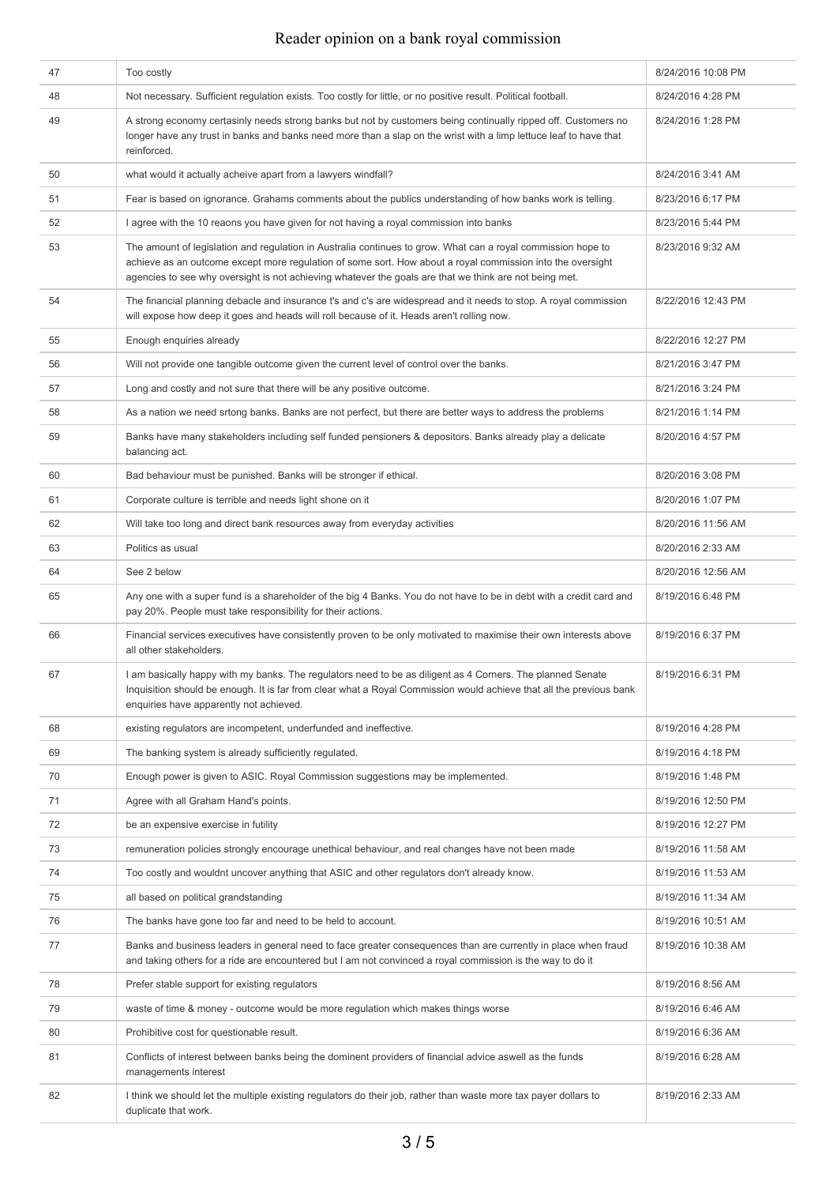| 47 | Too costly | 8/24/2016 10:08 PM |
|---|---|---|
| 48 | Not necessary. Sufficient regulation exists. Too costly for little, or no positive result. Political football. | 8/24/2016 4:28 PM |
| 49 | A strong economy certasinly needs strong banks but not by customers being continually ripped off. Customers no longer have any trust in banks and banks need more than a slap on the wrist with a limp lettuce leaf to have that reinforced. | 8/24/2016 1:28 PM |
| 50 | what would it actually acheive apart from a lawyers windfall? | 8/24/2016 3:41 AM |
| 51 | Fear is based on ignorance. Grahams comments about the publics understanding of how banks work is telling. | 8/23/2016 6:17 PM |
| 52 | I agree with the 10 reaons you have given for not having a royal commission into banks | 8/23/2016 5:44 PM |
| 53 | The amount of legislation and regulation in Australia continues to grow. What can a royal commission hope to achieve as an outcome except more regulation of some sort. How about a royal commission into the oversight agencies to see why oversight is not achieving whatever the goals are that we think are not being met. | 8/23/2016 9:32 AM |
| 54 | The financial planning debacle and insurance t's and c's are widespread and it needs to stop. A royal commission will expose how deep it goes and heads will roll because of it. Heads aren't rolling now. | 8/22/2016 12:43 PM |
| 55 | Enough enquiries already | 8/22/2016 12:27 PM |
| 56 | Will not provide one tangible outcome given the current level of control over the banks. | 8/21/2016 3:47 PM |
| 57 | Long and costly and not sure that there will be any positive outcome. | 8/21/2016 3:24 PM |
| 58 | As a nation we need srtong banks. Banks are not perfect, but there are better ways to address the problems | 8/21/2016 1:14 PM |
| 59 | Banks have many stakeholders including self funded pensioners & depositors. Banks already play a delicate balancing act. | 8/20/2016 4:57 PM |
| 60 | Bad behaviour must be punished. Banks will be stronger if ethical. | 8/20/2016 3:08 PM |
| 61 | Corporate culture is terrible and needs light shone on it | 8/20/2016 1:07 PM |
| 62 | Will take too long and direct bank resources away from everyday activities | 8/20/2016 11:56 AM |
| 63 | Politics as usual | 8/20/2016 2:33 AM |
| 64 | See 2 below | 8/20/2016 12:56 AM |
| 65 | Any one with a super fund is a shareholder of the big 4 Banks. You do not have to be in debt with a credit card and pay 20%. People must take responsibility for their actions. | 8/19/2016 6:48 PM |
| 66 | Financial services executives have consistently proven to be only motivated to maximise their own interests above all other stakeholders. | 8/19/2016 6:37 PM |
| 67 | I am basically happy with my banks. The regulators need to be as diligent as 4 Corners. The planned Senate Inquisition should be enough. It is far from clear what a Royal Commission would achieve that all the previous bank enquiries have apparently not achieved. | 8/19/2016 6:31 PM |
| 68 | existing regulators are incompetent, underfunded and ineffective. | 8/19/2016 4:28 PM |
| 69 | The banking system is already sufficiently regulated. | 8/19/2016 4:18 PM |
| 70 | Enough power is given to ASIC. Royal Commission suggestions may be implemented. | 8/19/2016 1:48 PM |
| 71 | Agree with all Graham Hand's points. | 8/19/2016 12:50 PM |
| 72 | be an expensive exercise in futility | 8/19/2016 12:27 PM |
| 73 | remuneration policies strongly encourage unethical behaviour, and real changes have not been made | 8/19/2016 11:58 AM |
| 74 | Too costly and wouldnt uncover anything that ASIC and other regulators don't already know. | 8/19/2016 11:53 AM |
| 75 | all based on political grandstanding | 8/19/2016 11:34 AM |
| 76 | The banks have gone too far and need to be held to account. | 8/19/2016 10:51 AM |
| 77 | Banks and business leaders in general need to face greater consequences than are currently in place when fraud and taking others for a ride are encountered but I am not convinced a royal commission is the way to do it | 8/19/2016 10:38 AM |
| 78 | Prefer stable support for existing regulators | 8/19/2016 8:56 AM |
| 79 | waste of time & money - outcome would be more regulation which makes things worse | 8/19/2016 6:46 AM |
| 80 | Prohibitive cost for questionable result. | 8/19/2016 6:36 AM |
| 81 | Conflicts of interest between banks being the dominent providers of financial advice aswell as the funds managements interest | 8/19/2016 6:28 AM |
| 82 | I think we should let the multiple existing regulators do their job, rather than waste more tax payer dollars to duplicate that work. | 8/19/2016 2:33 AM |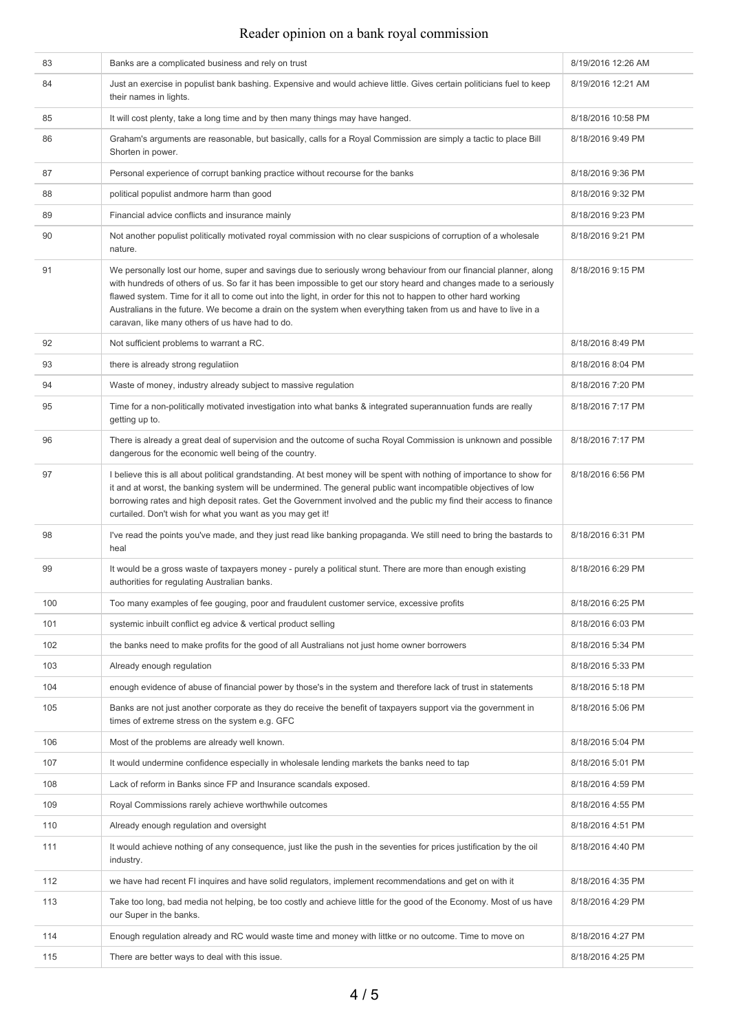| 83 | Banks are a complicated business and rely on trust | 8/19/2016 12:26 AM |
|---|---|---|
| 84 | Just an exercise in populist bank bashing. Expensive and would achieve little. Gives certain politicians fuel to keep their names in lights. | 8/19/2016 12:21 AM |
| 85 | It will cost plenty, take a long time and by then many things may have hanged. | 8/18/2016 10:58 PM |
| 86 | Graham's arguments are reasonable, but basically, calls for a Royal Commission are simply a tactic to place Bill Shorten in power. | 8/18/2016 9:49 PM |
| 87 | Personal experience of corrupt banking practice without recourse for the banks | 8/18/2016 9:36 PM |
| 88 | political populist andmore harm than good | 8/18/2016 9:32 PM |
| 89 | Financial advice conflicts and insurance mainly | 8/18/2016 9:23 PM |
| 90 | Not another populist politically motivated royal commission with no clear suspicions of corruption of a wholesale nature. | 8/18/2016 9:21 PM |
| 91 | We personally lost our home, super and savings due to seriously wrong behaviour from our financial planner, along with hundreds of others of us. So far it has been impossible to get our story heard and changes made to a seriously flawed system. Time for it all to come out into the light, in order for this not to happen to other hard working Australians in the future. We become a drain on the system when everything taken from us and have to live in a caravan, like many others of us have had to do. | 8/18/2016 9:15 PM |
| 92 | Not sufficient problems to warrant a RC. | 8/18/2016 8:49 PM |
| 93 | there is already strong regulatiion | 8/18/2016 8:04 PM |
| 94 | Waste of money, industry already subject to massive regulation | 8/18/2016 7:20 PM |
| 95 | Time for a non-politically motivated investigation into what banks & integrated superannuation funds are really getting up to. | 8/18/2016 7:17 PM |
| 96 | There is already a great deal of supervision and the outcome of sucha Royal Commission is unknown and possible dangerous for the economic well being of the country. | 8/18/2016 7:17 PM |
| 97 | I believe this is all about political grandstanding. At best money will be spent with nothing of importance to show for it and at worst, the banking system will be undermined. The general public want incompatible objectives of low borrowing rates and high deposit rates. Get the Government involved and the public my find their access to finance curtailed. Don't wish for what you want as you may get it! | 8/18/2016 6:56 PM |
| 98 | I've read the points you've made, and they just read like banking propaganda. We still need to bring the bastards to heal | 8/18/2016 6:31 PM |
| 99 | It would be a gross waste of taxpayers money - purely a political stunt. There are more than enough existing authorities for regulating Australian banks. | 8/18/2016 6:29 PM |
| 100 | Too many examples of fee gouging, poor and fraudulent customer service, excessive profits | 8/18/2016 6:25 PM |
| 101 | systemic inbuilt conflict eg advice & vertical product selling | 8/18/2016 6:03 PM |
| 102 | the banks need to make profits for the good of all Australians not just home owner borrowers | 8/18/2016 5:34 PM |
| 103 | Already enough regulation | 8/18/2016 5:33 PM |
| 104 | enough evidence of abuse of financial power by those's in the system and therefore lack of trust in statements | 8/18/2016 5:18 PM |
| 105 | Banks are not just another corporate as they do receive the benefit of taxpayers support via the government in times of extreme stress on the system e.g. GFC | 8/18/2016 5:06 PM |
| 106 | Most of the problems are already well known. | 8/18/2016 5:04 PM |
| 107 | It would undermine confidence especially in wholesale lending markets the banks need to tap | 8/18/2016 5:01 PM |
| 108 | Lack of reform in Banks since FP and Insurance scandals exposed. | 8/18/2016 4:59 PM |
| 109 | Royal Commissions rarely achieve worthwhile outcomes | 8/18/2016 4:55 PM |
| 110 | Already enough regulation and oversight | 8/18/2016 4:51 PM |
| 111 | It would achieve nothing of any consequence, just like the push in the seventies for prices justification by the oil industry. | 8/18/2016 4:40 PM |
| 112 | we have had recent FI inquires and have solid regulators, implement recommendations and get on with it | 8/18/2016 4:35 PM |
| 113 | Take too long, bad media not helping, be too costly and achieve little for the good of the Economy. Most of us have our Super in the banks. | 8/18/2016 4:29 PM |
| 114 | Enough regulation already and RC would waste time and money with littke or no outcome. Time to move on | 8/18/2016 4:27 PM |
| 115 | There are better ways to deal with this issue. | 8/18/2016 4:25 PM |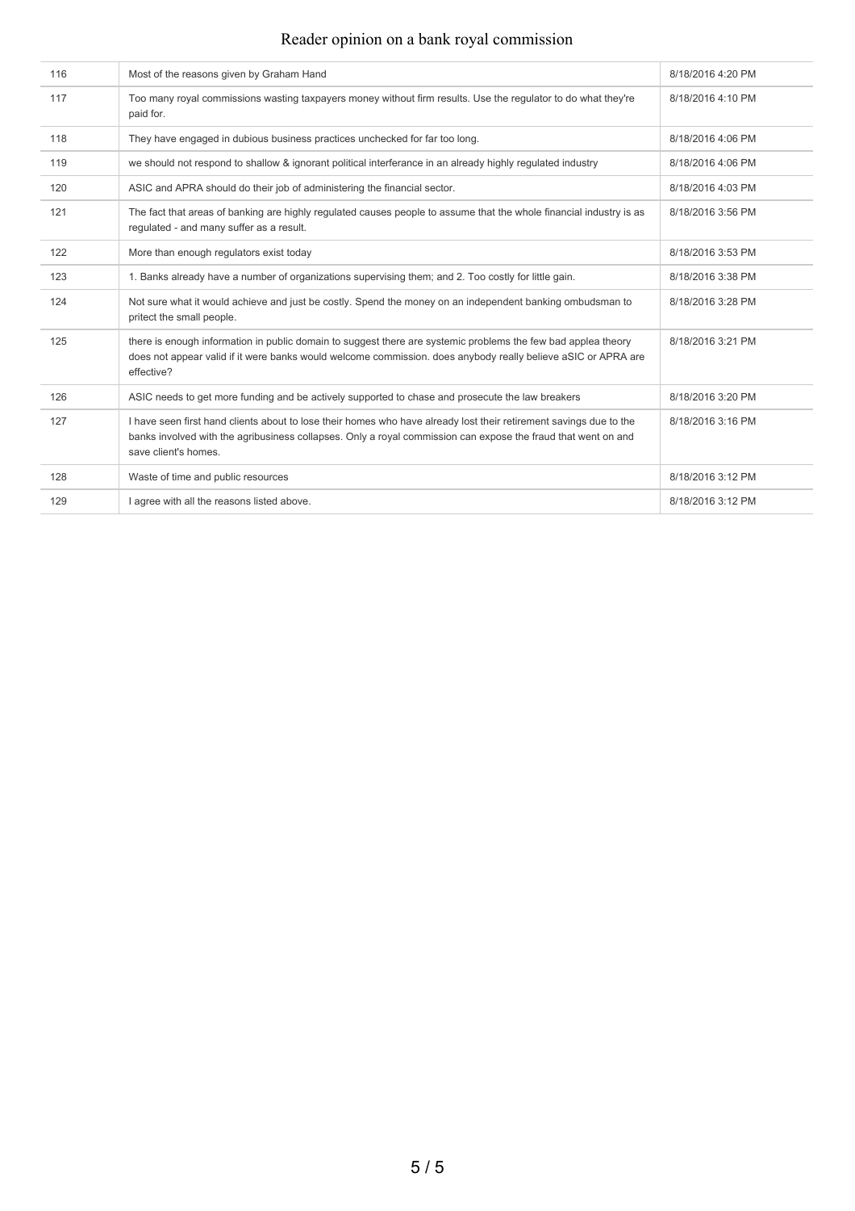| | | |
|---|---|---|
| 116 | Most of the reasons given by Graham Hand | 8/18/2016 4:20 PM |
| 117 | Too many royal commissions wasting taxpayers money without firm results. Use the regulator to do what they're paid for. | 8/18/2016 4:10 PM |
| 118 | They have engaged in dubious business practices unchecked for far too long. | 8/18/2016 4:06 PM |
| 119 | we should not respond to shallow & ignorant political interferance in an already highly regulated industry | 8/18/2016 4:06 PM |
| 120 | ASIC and APRA should do their job of administering the financial sector. | 8/18/2016 4:03 PM |
| 121 | The fact that areas of banking are highly regulated causes people to assume that the whole financial industry is as regulated - and many suffer as a result. | 8/18/2016 3:56 PM |
| 122 | More than enough regulators exist today | 8/18/2016 3:53 PM |
| 123 | 1. Banks already have a number of organizations supervising them; and 2. Too costly for little gain. | 8/18/2016 3:38 PM |
| 124 | Not sure what it would achieve and just be costly. Spend the money on an independent banking ombudsman to pritect the small people. | 8/18/2016 3:28 PM |
| 125 | there is enough information in public domain to suggest there are systemic problems the few bad applea theory does not appear valid if it were banks would welcome commission. does anybody really believe aSIC or APRA are effective? | 8/18/2016 3:21 PM |
| 126 | ASIC needs to get more funding and be actively supported to chase and prosecute the law breakers | 8/18/2016 3:20 PM |
| 127 | I have seen first hand clients about to lose their homes who have already lost their retirement savings due to the banks involved with the agribusiness collapses. Only a royal commission can expose the fraud that went on and save client's homes. | 8/18/2016 3:16 PM |
| 128 | Waste of time and public resources | 8/18/2016 3:12 PM |
| 129 | I agree with all the reasons listed above. | 8/18/2016 3:12 PM |